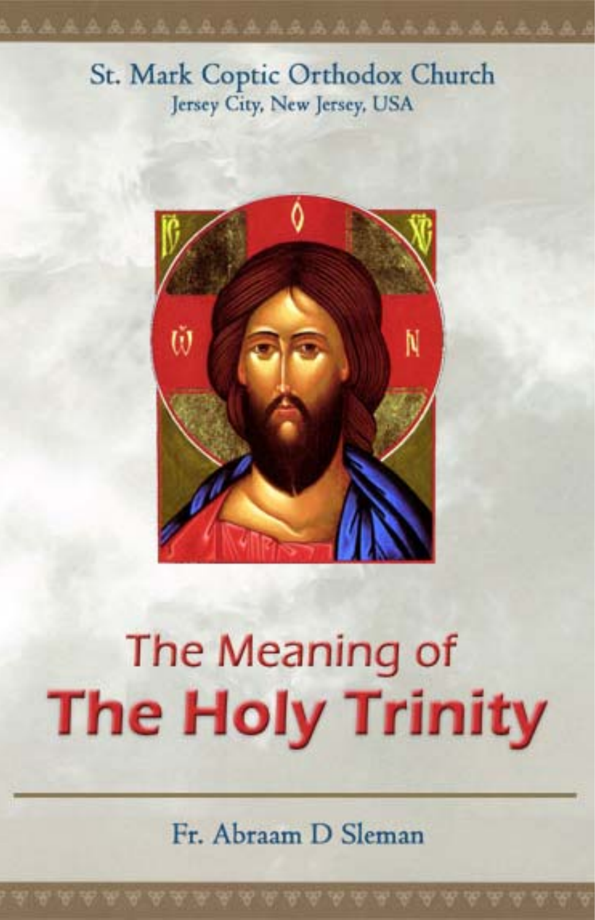St. Mark Coptic Orthodox Church

Jersey City, New Jersey, USA

# The Meaning of The Holy Trinity

Fr. Abraam D Sleman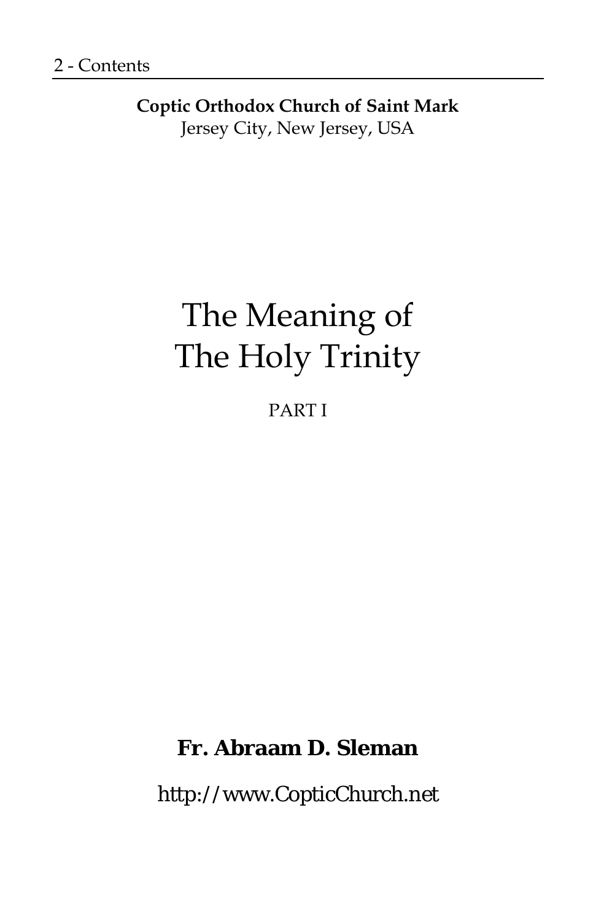**Coptic Orthodox Church of Saint Mark**
Jersey City, New Jersey, USA

# The Meaning of The Holy Trinity

PART I

**Fr. Abraam D. Sleman**

http://www.CopticChurch.net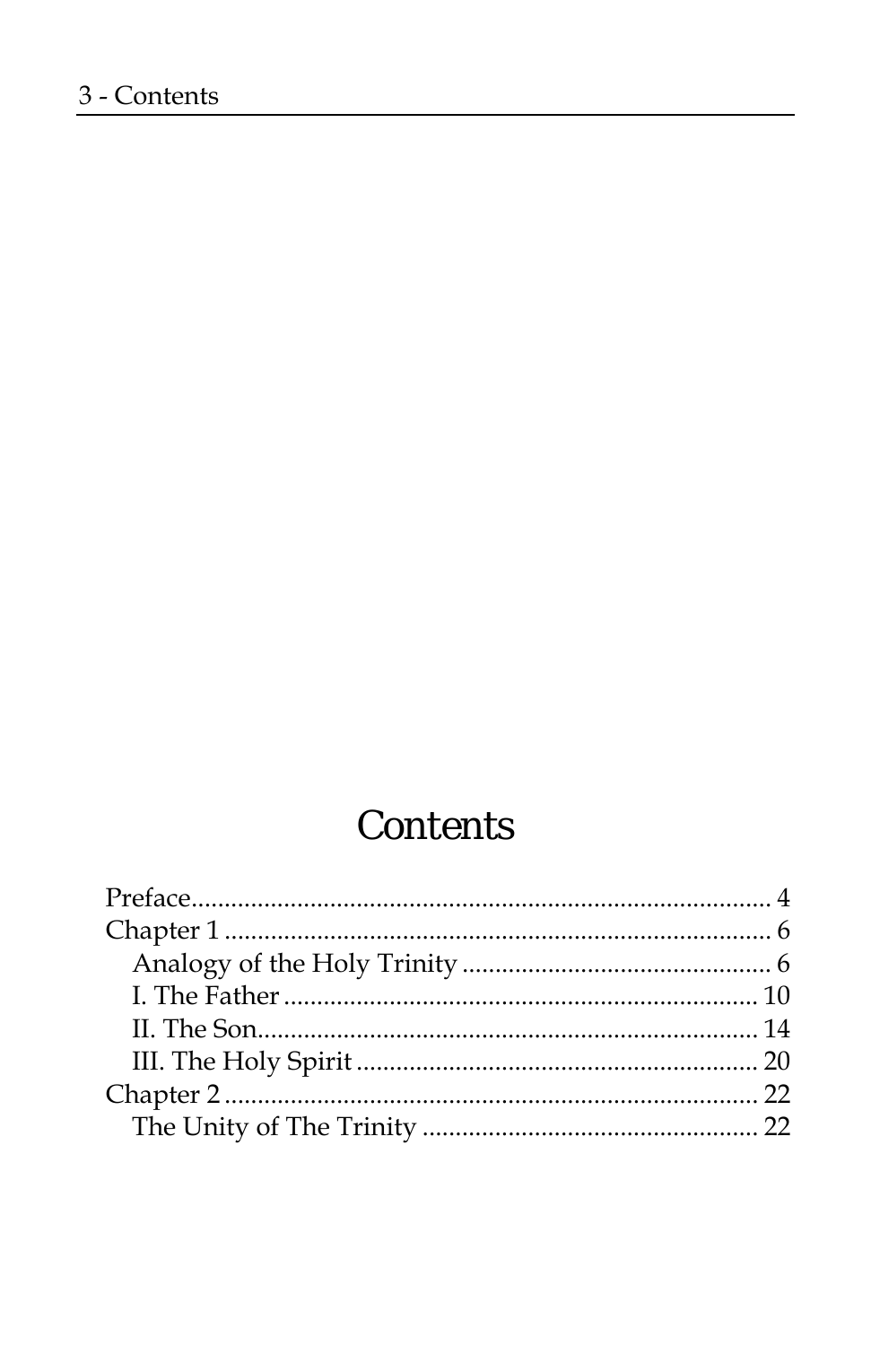# Contents

Preface........................................................................ 4
Chapter 1 .................................................................. 6
  Analogy of the Holy Trinity ............................................ 6
  I. The Father ........................................................ 10
  II. The Son............................................................. 14
  III. The Holy Spirit ................................................ 20
Chapter 2 ................................................................ 22
  The Unity of The Trinity ............................................ 22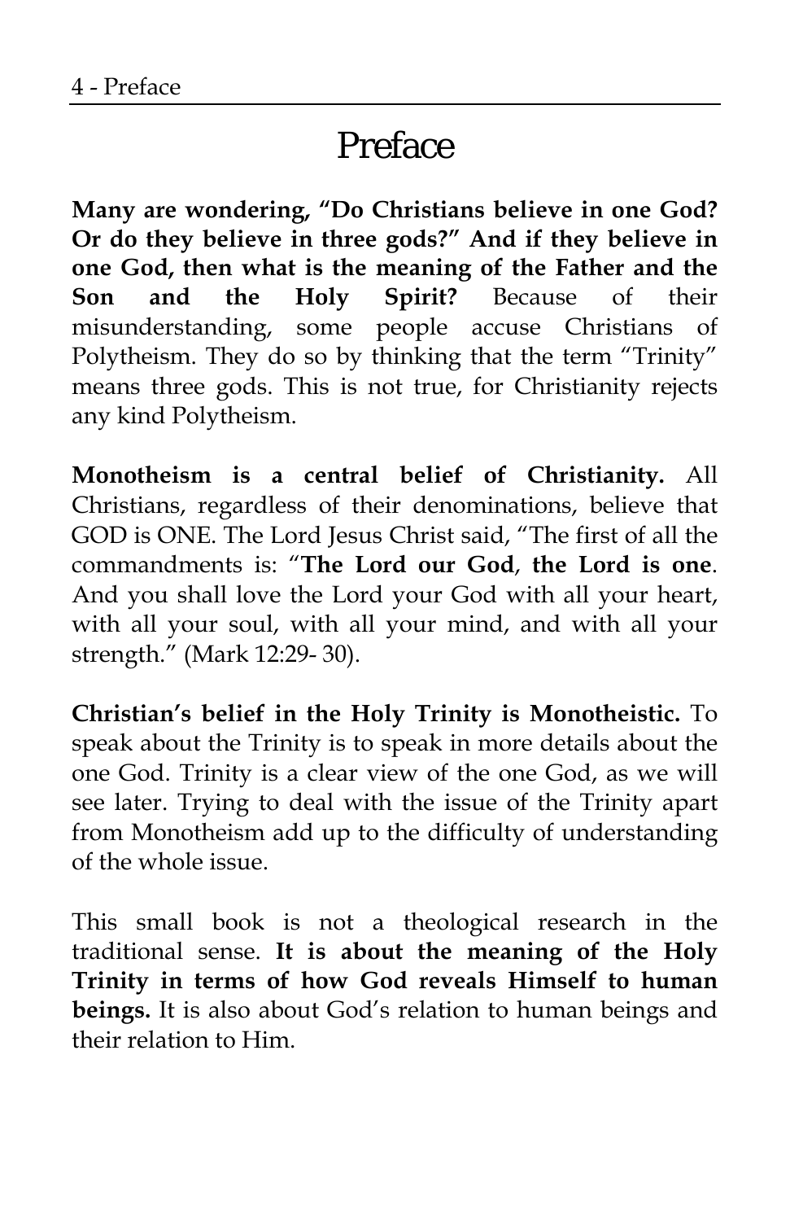# Preface

**Many are wondering, "Do Christians believe in one God? Or do they believe in three gods?" And if they believe in one God, then what is the meaning of the Father and the Son and the Holy Spirit?** Because of their misunderstanding, some people accuse Christians of Polytheism. They do so by thinking that the term "Trinity" means three gods. This is not true, for Christianity rejects any kind Polytheism.

**Monotheism is a central belief of Christianity.** All Christians, regardless of their denominations, believe that GOD is ONE. The Lord Jesus Christ said, "The first of all the commandments is: "**The Lord our God**, **the Lord is one**. And you shall love the Lord your God with all your heart, with all your soul, with all your mind, and with all your strength." (Mark 12:29- 30).

**Christian's belief in the Holy Trinity is Monotheistic.** To speak about the Trinity is to speak in more details about the one God. Trinity is a clear view of the one God, as we will see later. Trying to deal with the issue of the Trinity apart from Monotheism add up to the difficulty of understanding of the whole issue.

This small book is not a theological research in the traditional sense. **It is about the meaning of the Holy Trinity in terms of how God reveals Himself to human beings.** It is also about God's relation to human beings and their relation to Him.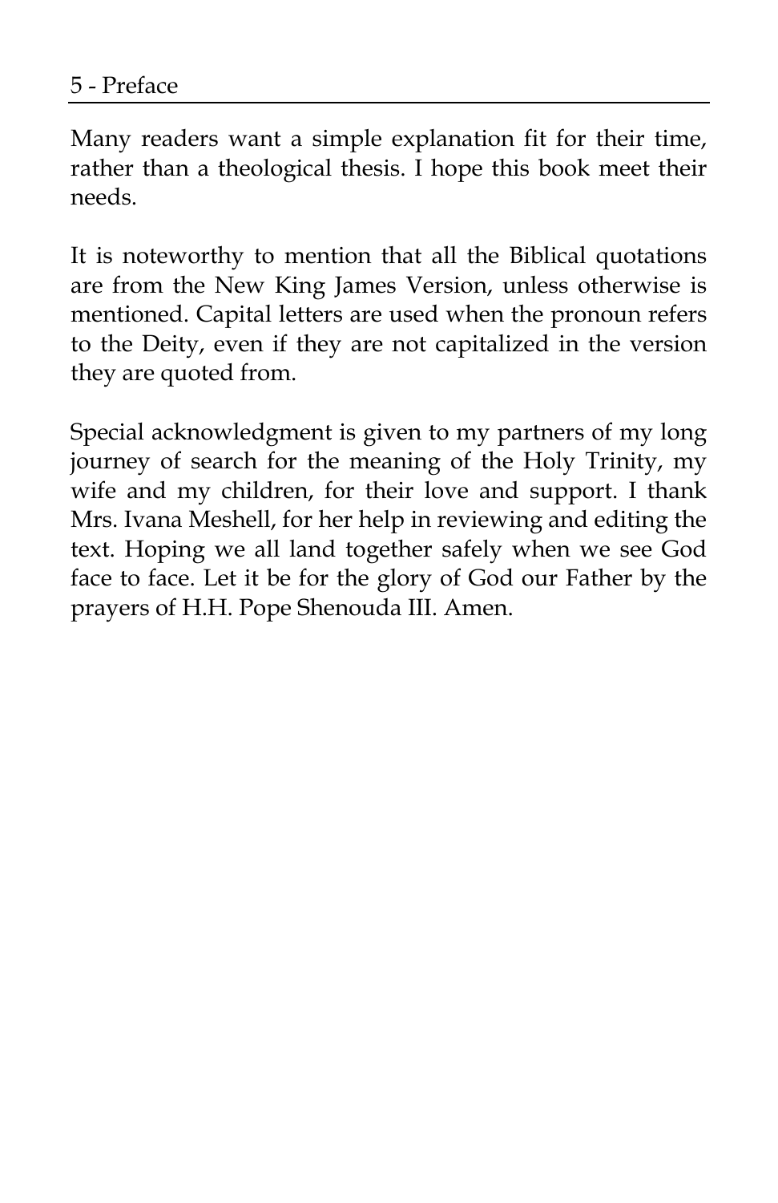Many readers want a simple explanation fit for their time, rather than a theological thesis. I hope this book meet their needs.

It is noteworthy to mention that all the Biblical quotations are from the New King James Version, unless otherwise is mentioned. Capital letters are used when the pronoun refers to the Deity, even if they are not capitalized in the version they are quoted from.

Special acknowledgment is given to my partners of my long journey of search for the meaning of the Holy Trinity, my wife and my children, for their love and support. I thank Mrs. Ivana Meshell, for her help in reviewing and editing the text. Hoping we all land together safely when we see God face to face. Let it be for the glory of God our Father by the prayers of H.H. Pope Shenouda III. Amen.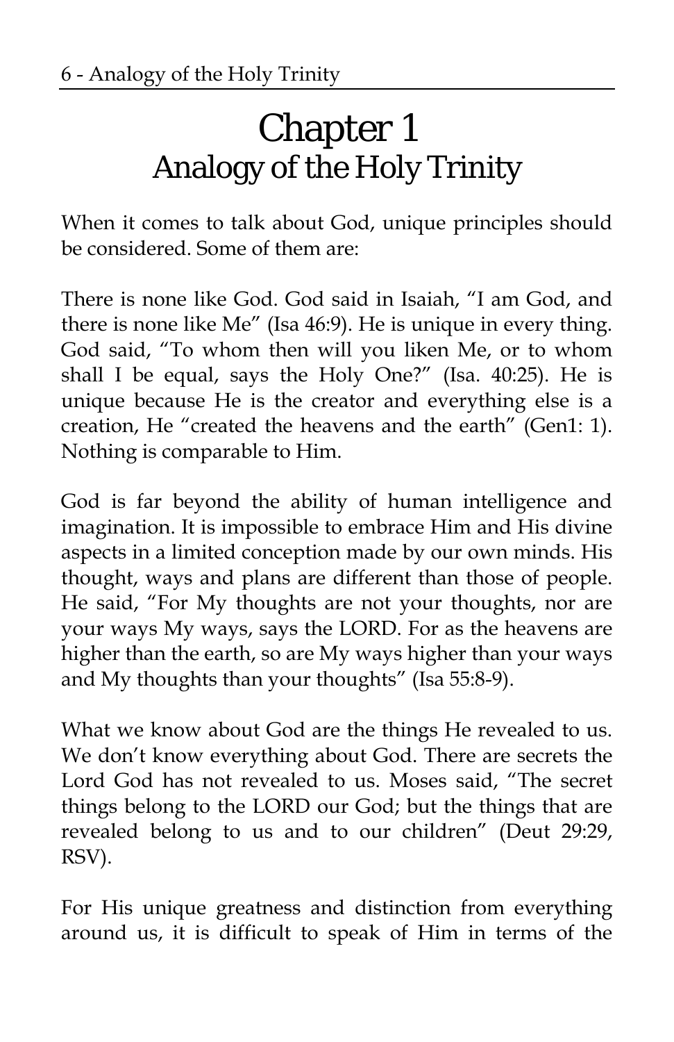# Chapter 1
## Analogy of the Holy Trinity

When it comes to talk about God, unique principles should be considered. Some of them are:

There is none like God. God said in Isaiah, "I am God, and there is none like Me" (Isa 46:9). He is unique in every thing. God said, "To whom then will you liken Me, or to whom shall I be equal, says the Holy One?" (Isa. 40:25). He is unique because He is the creator and everything else is a creation, He "created the heavens and the earth" (Gen1: 1). Nothing is comparable to Him.

God is far beyond the ability of human intelligence and imagination. It is impossible to embrace Him and His divine aspects in a limited conception made by our own minds. His thought, ways and plans are different than those of people. He said, "For My thoughts are not your thoughts, nor are your ways My ways, says the LORD. For as the heavens are higher than the earth, so are My ways higher than your ways and My thoughts than your thoughts" (Isa 55:8-9).

What we know about God are the things He revealed to us. We don't know everything about God. There are secrets the Lord God has not revealed to us. Moses said, "The secret things belong to the LORD our God; but the things that are revealed belong to us and to our children" (Deut 29:29, RSV).

For His unique greatness and distinction from everything around us, it is difficult to speak of Him in terms of the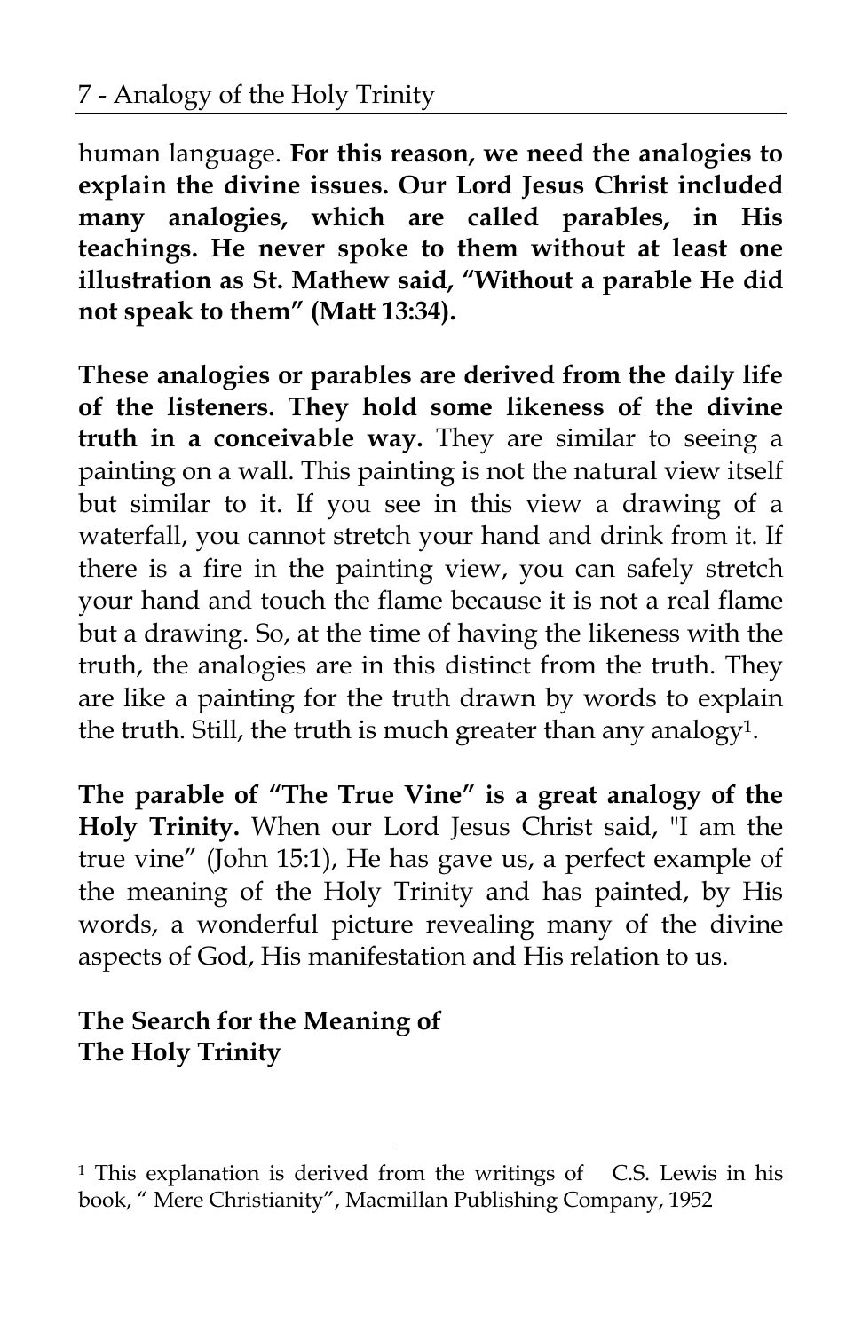human language. **For this reason, we need the analogies to explain the divine issues. Our Lord Jesus Christ included many analogies, which are called parables, in His teachings. He never spoke to them without at least one illustration as St. Mathew said, "Without a parable He did not speak to them" (Matt 13:34).**

**These analogies or parables are derived from the daily life of the listeners. They hold some likeness of the divine truth in a conceivable way.** They are similar to seeing a painting on a wall. This painting is not the natural view itself but similar to it. If you see in this view a drawing of a waterfall, you cannot stretch your hand and drink from it. If there is a fire in the painting view, you can safely stretch your hand and touch the flame because it is not a real flame but a drawing. So, at the time of having the likeness with the truth, the analogies are in this distinct from the truth. They are like a painting for the truth drawn by words to explain the truth. Still, the truth is much greater than any analogy[1].

**The parable of "The True Vine" is a great analogy of the Holy Trinity.** When our Lord Jesus Christ said, "I am the true vine" (John 15:1), He has gave us, a perfect example of the meaning of the Holy Trinity and has painted, by His words, a wonderful picture revealing many of the divine aspects of God, His manifestation and His relation to us.

## The Search for the Meaning of The Holy Trinity

---

[1] This explanation is derived from the writings of C.S. Lewis in his book, " Mere Christianity", Macmillan Publishing Company, 1952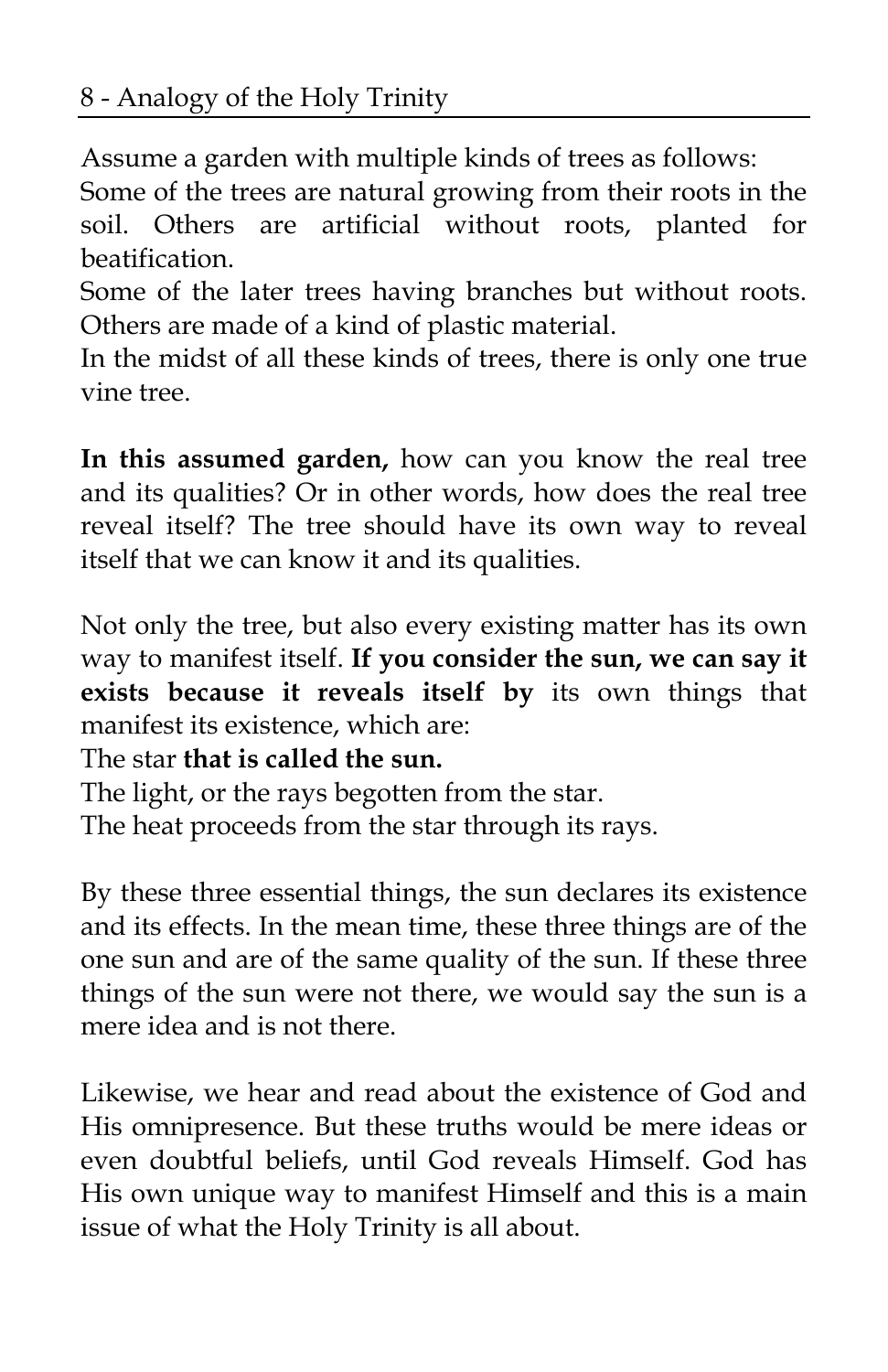Assume a garden with multiple kinds of trees as follows:
Some of the trees are natural growing from their roots in the soil. Others are artificial without roots, planted for beatification.
Some of the later trees having branches but without roots. Others are made of a kind of plastic material.
In the midst of all these kinds of trees, there is only one true vine tree.

**In this assumed garden,** how can you know the real tree and its qualities? Or in other words, how does the real tree reveal itself? The tree should have its own way to reveal itself that we can know it and its qualities.

Not only the tree, but also every existing matter has its own way to manifest itself. **If you consider the sun, we can say it exists because it reveals itself by** its own things that manifest its existence, which are:
The star **that is called the sun.**
The light, or the rays begotten from the star.
The heat proceeds from the star through its rays.

By these three essential things, the sun declares its existence and its effects. In the mean time, these three things are of the one sun and are of the same quality of the sun. If these three things of the sun were not there, we would say the sun is a mere idea and is not there.

Likewise, we hear and read about the existence of God and His omnipresence. But these truths would be mere ideas or even doubtful beliefs, until God reveals Himself. God has His own unique way to manifest Himself and this is a main issue of what the Holy Trinity is all about.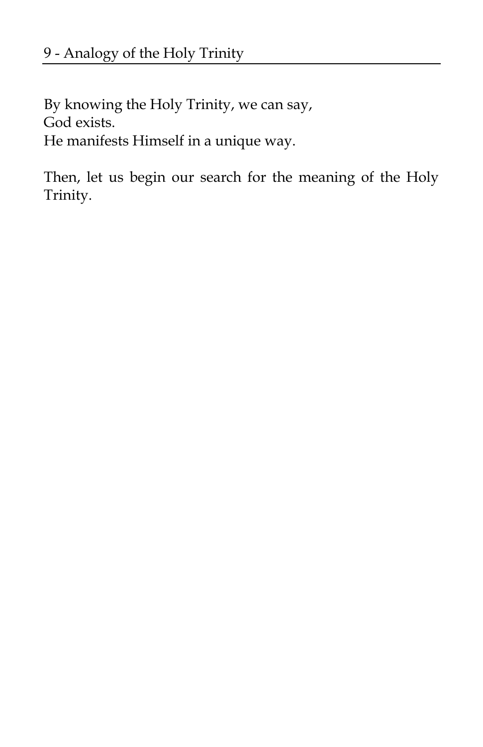By knowing the Holy Trinity, we can say,
God exists.
He manifests Himself in a unique way.

Then, let us begin our search for the meaning of the Holy Trinity.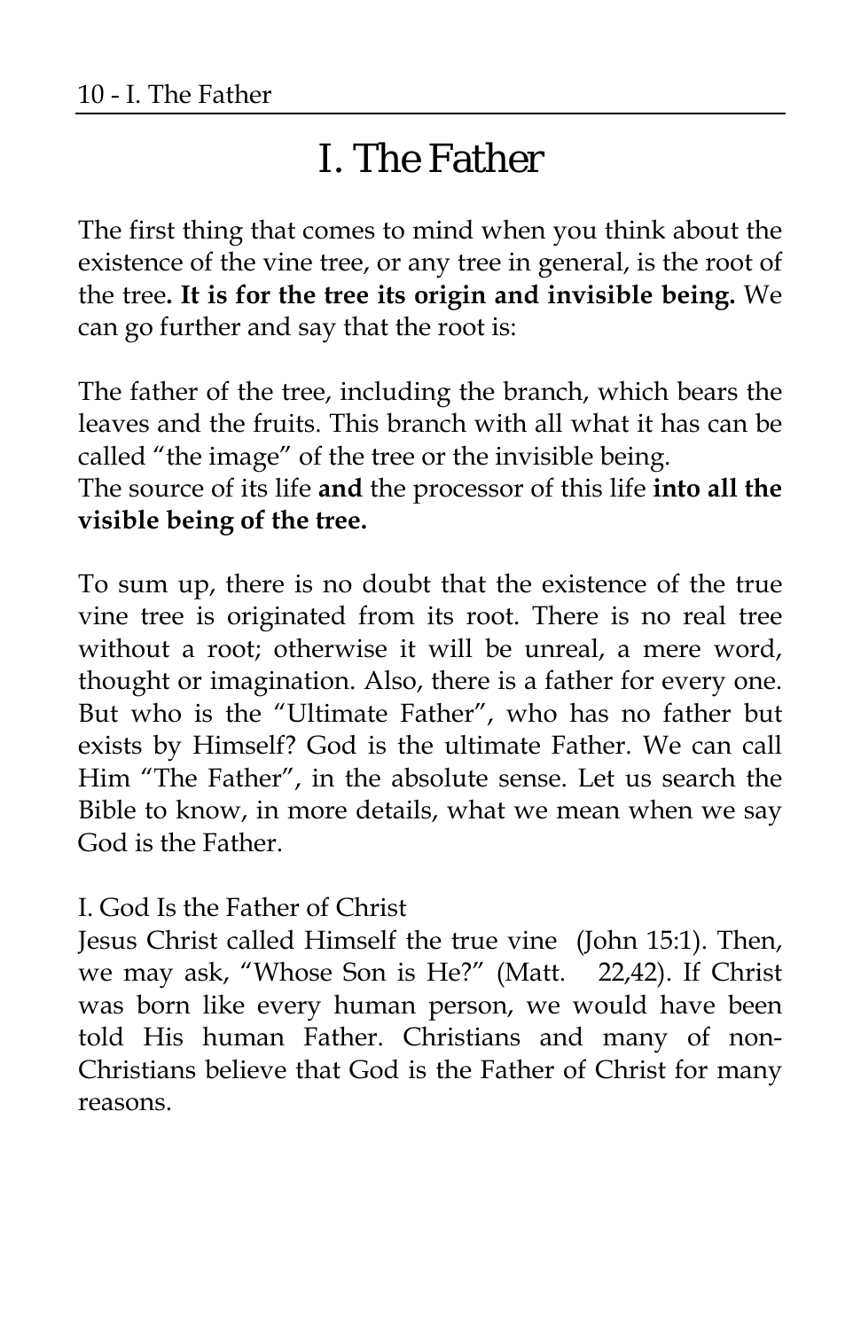# I. The Father

The first thing that comes to mind when you think about the existence of the vine tree, or any tree in general, is the root of the tree**. It is for the tree its origin and invisible being.** We can go further and say that the root is:

The father of the tree, including the branch, which bears the leaves and the fruits. This branch with all what it has can be called "the image" of the tree or the invisible being.
The source of its life **and** the processor of this life **into all the visible being of the tree.**

To sum up, there is no doubt that the existence of the true vine tree is originated from its root. There is no real tree without a root; otherwise it will be unreal, a mere word, thought or imagination. Also, there is a father for every one. But who is the "Ultimate Father", who has no father but exists by Himself? God is the ultimate Father. We can call Him "The Father", in the absolute sense. Let us search the Bible to know, in more details, what we mean when we say God is the Father.

I. God Is the Father of Christ
Jesus Christ called Himself the true vine (John 15:1). Then, we may ask, "Whose Son is He?" (Matt. 22,42). If Christ was born like every human person, we would have been told His human Father. Christians and many of non-Christians believe that God is the Father of Christ for many reasons.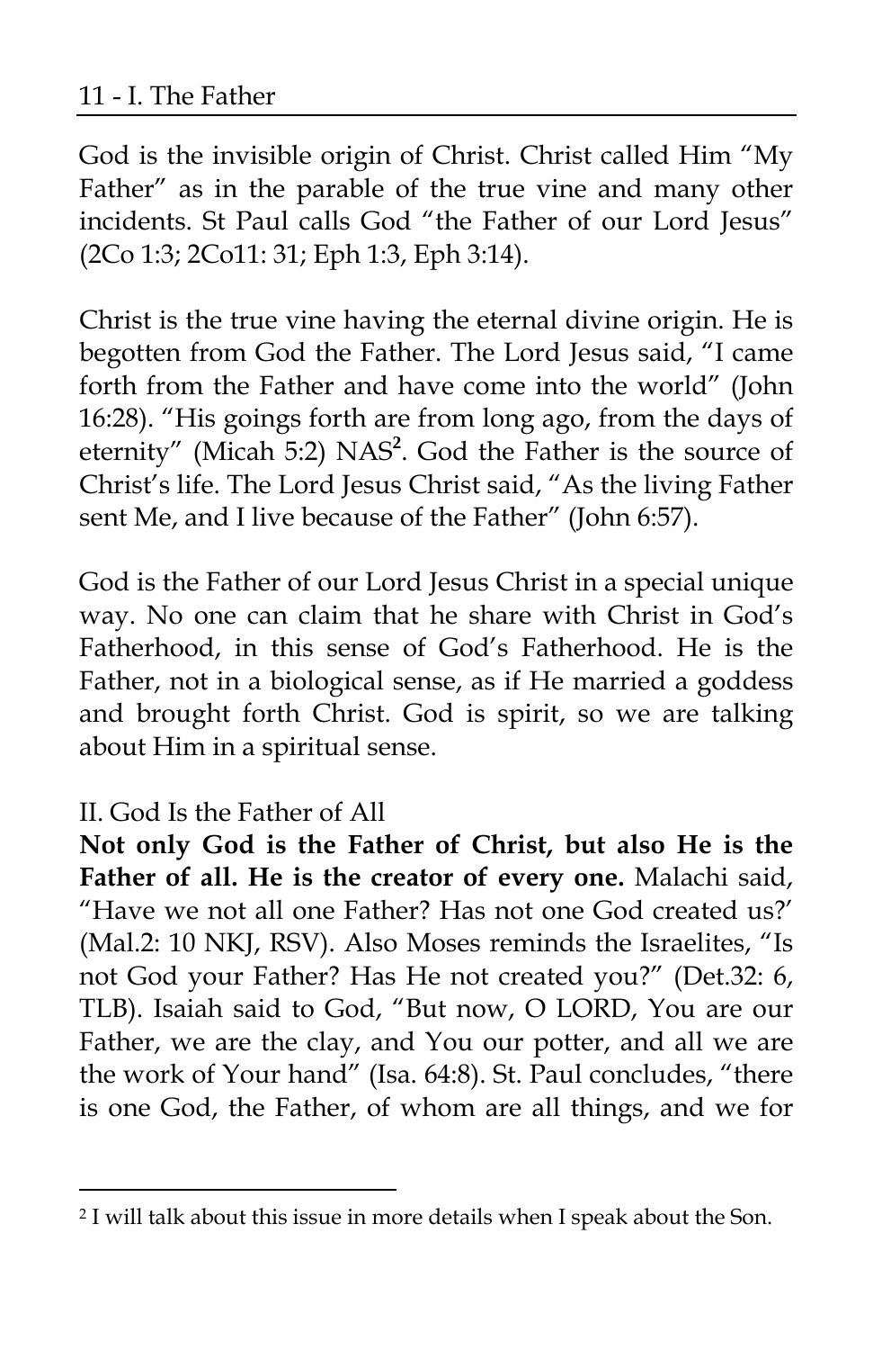God is the invisible origin of Christ. Christ called Him "My Father" as in the parable of the true vine and many other incidents. St Paul calls God "the Father of our Lord Jesus" (2Co 1:3; 2Co11: 31; Eph 1:3, Eph 3:14).

Christ is the true vine having the eternal divine origin. He is begotten from God the Father. The Lord Jesus said, "I came forth from the Father and have come into the world" (John 16:28). "His goings forth are from long ago, from the days of eternity" (Micah 5:2) NAS[2]. God the Father is the source of Christ's life. The Lord Jesus Christ said, "As the living Father sent Me, and I live because of the Father" (John 6:57).

God is the Father of our Lord Jesus Christ in a special unique way. No one can claim that he share with Christ in God's Fatherhood, in this sense of God's Fatherhood. He is the Father, not in a biological sense, as if He married a goddess and brought forth Christ. God is spirit, so we are talking about Him in a spiritual sense.

## II. God Is the Father of All

**Not only God is the Father of Christ, but also He is the Father of all. He is the creator of every one.** Malachi said, "Have we not all one Father? Has not one God created us?' (Mal.2: 10 NKJ, RSV). Also Moses reminds the Israelites, "Is not God your Father? Has He not created you?" (Det.32: 6, TLB). Isaiah said to God, "But now, O LORD, You are our Father, we are the clay, and You our potter, and all we are the work of Your hand" (Isa. 64:8). St. Paul concludes, "there is one God, the Father, of whom are all things, and we for

---

[2] I will talk about this issue in more details when I speak about the Son.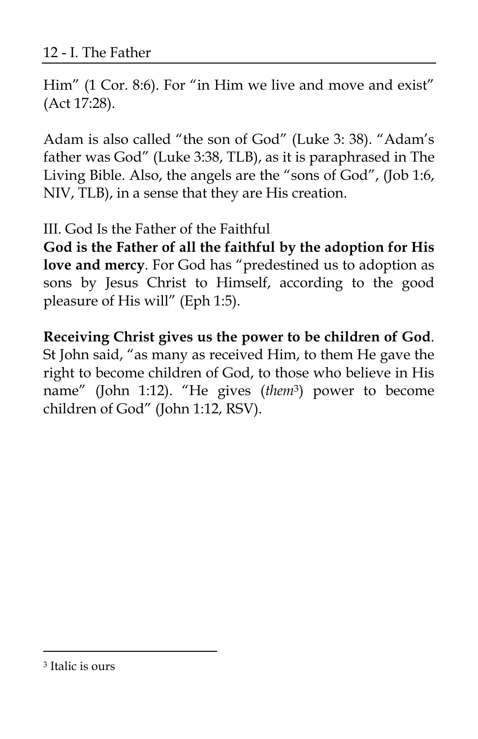Him" (1 Cor. 8:6). For "in Him we live and move and exist" (Act 17:28).

Adam is also called "the son of God" (Luke 3: 38). "Adam's father was God" (Luke 3:38, TLB), as it is paraphrased in The Living Bible. Also, the angels are the "sons of God", (Job 1:6, NIV, TLB), in a sense that they are His creation.

III. God Is the Father of the Faithful

**God is the Father of all the faithful by the adoption for His love and mercy**. For God has "predestined us to adoption as sons by Jesus Christ to Himself, according to the good pleasure of His will" (Eph 1:5).

**Receiving Christ gives us the power to be children of God**. St John said, "as many as received Him, to them He gave the right to become children of God, to those who believe in His name" (John 1:12). "He gives (*them*[3]) power to become children of God" (John 1:12, RSV).

[3] Italic is ours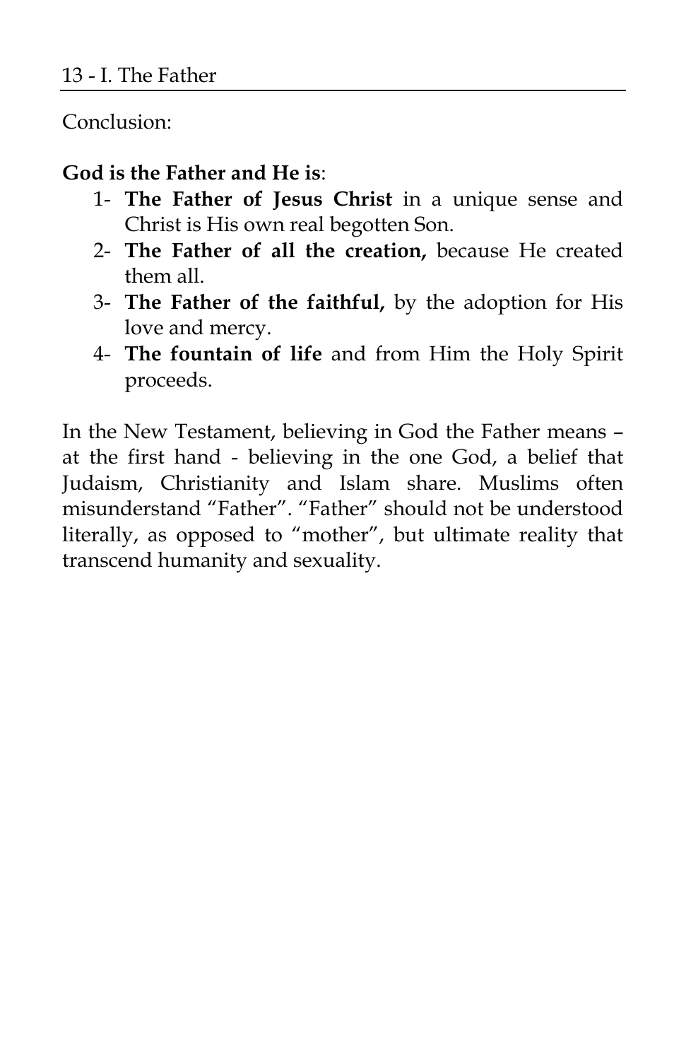Conclusion:

**God is the Father and He is**:

1- **The Father of Jesus Christ** in a unique sense and Christ is His own real begotten Son.
2- **The Father of all the creation,** because He created them all.
3- **The Father of the faithful,** by the adoption for His love and mercy.
4- **The fountain of life** and from Him the Holy Spirit proceeds.

In the New Testament, believing in God the Father means – at the first hand - believing in the one God, a belief that Judaism, Christianity and Islam share. Muslims often misunderstand “Father”. “Father” should not be understood literally, as opposed to “mother”, but ultimate reality that transcend humanity and sexuality.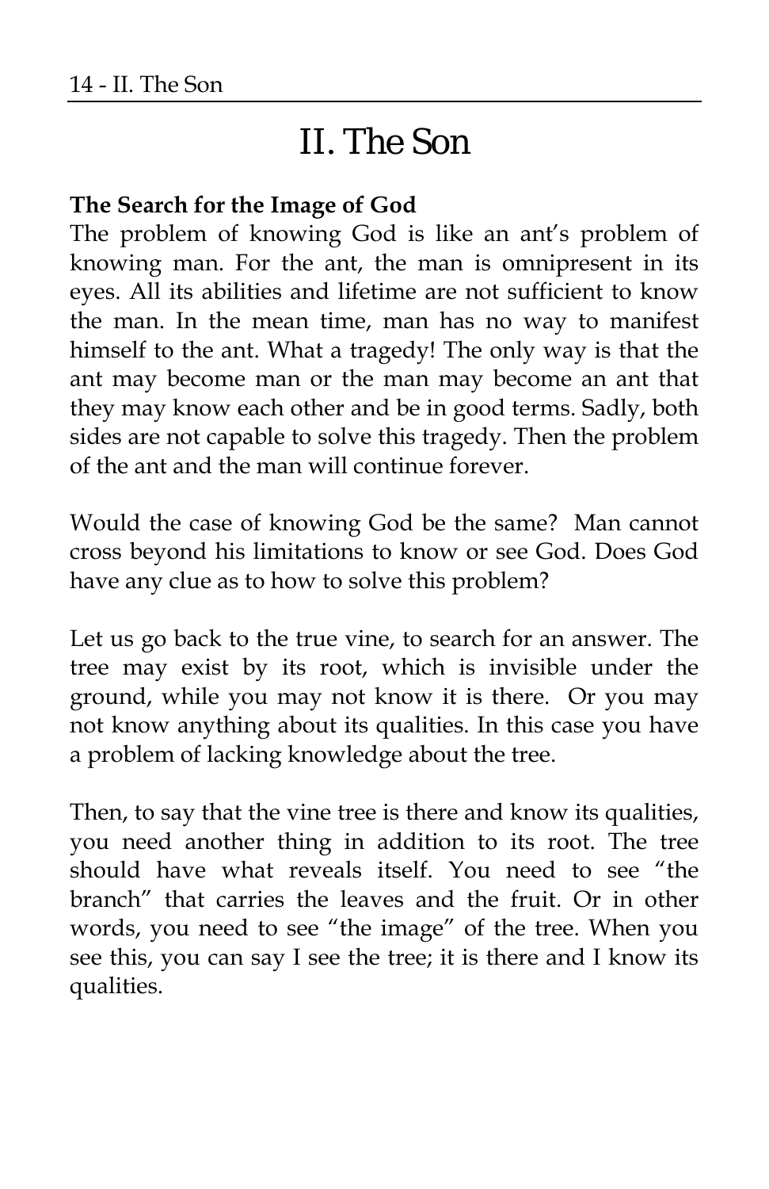# II. The Son

**The Search for the Image of God**

The problem of knowing God is like an ant's problem of knowing man. For the ant, the man is omnipresent in its eyes. All its abilities and lifetime are not sufficient to know the man. In the mean time, man has no way to manifest himself to the ant. What a tragedy! The only way is that the ant may become man or the man may become an ant that they may know each other and be in good terms. Sadly, both sides are not capable to solve this tragedy. Then the problem of the ant and the man will continue forever.

Would the case of knowing God be the same? Man cannot cross beyond his limitations to know or see God. Does God have any clue as to how to solve this problem?

Let us go back to the true vine, to search for an answer. The tree may exist by its root, which is invisible under the ground, while you may not know it is there. Or you may not know anything about its qualities. In this case you have a problem of lacking knowledge about the tree.

Then, to say that the vine tree is there and know its qualities, you need another thing in addition to its root. The tree should have what reveals itself. You need to see "the branch" that carries the leaves and the fruit. Or in other words, you need to see "the image" of the tree. When you see this, you can say I see the tree; it is there and I know its qualities.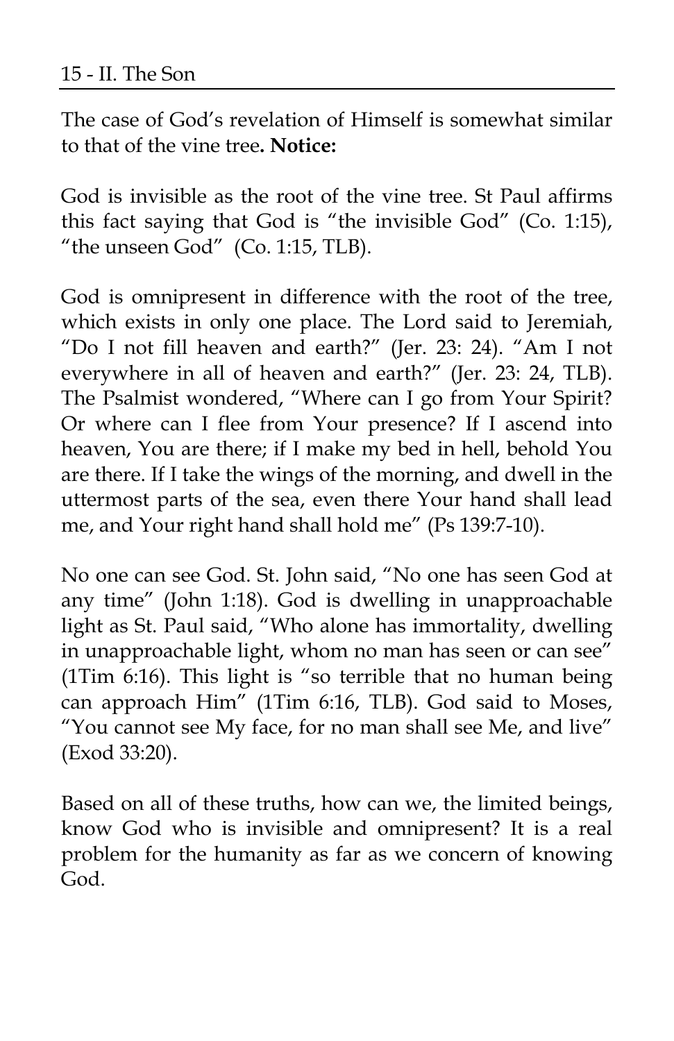The case of God's revelation of Himself is somewhat similar to that of the vine tree**. Notice:**

God is invisible as the root of the vine tree. St Paul affirms this fact saying that God is "the invisible God" (Co. 1:15), "the unseen God" (Co. 1:15, TLB).

God is omnipresent in difference with the root of the tree, which exists in only one place. The Lord said to Jeremiah, "Do I not fill heaven and earth?" (Jer. 23: 24). "Am I not everywhere in all of heaven and earth?" (Jer. 23: 24, TLB). The Psalmist wondered, "Where can I go from Your Spirit? Or where can I flee from Your presence? If I ascend into heaven, You are there; if I make my bed in hell, behold You are there. If I take the wings of the morning, and dwell in the uttermost parts of the sea, even there Your hand shall lead me, and Your right hand shall hold me" (Ps 139:7-10).

No one can see God. St. John said, "No one has seen God at any time" (John 1:18). God is dwelling in unapproachable light as St. Paul said, "Who alone has immortality, dwelling in unapproachable light, whom no man has seen or can see" (1Tim 6:16). This light is "so terrible that no human being can approach Him" (1Tim 6:16, TLB). God said to Moses, "You cannot see My face, for no man shall see Me, and live" (Exod 33:20).

Based on all of these truths, how can we, the limited beings, know God who is invisible and omnipresent? It is a real problem for the humanity as far as we concern of knowing God.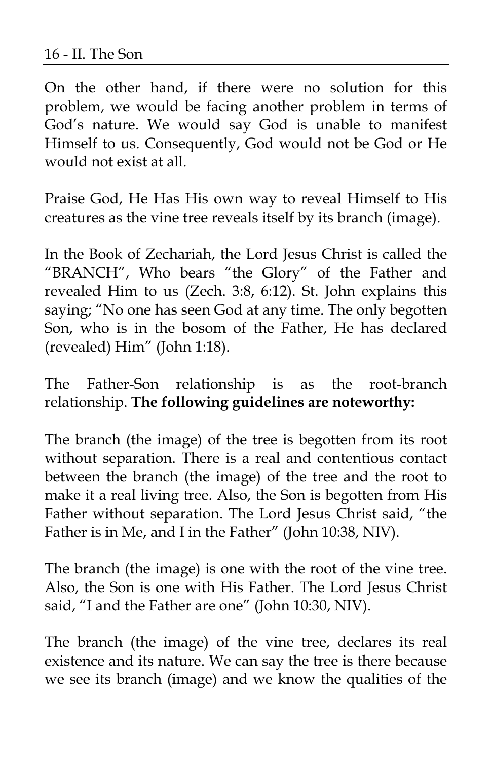On the other hand, if there were no solution for this problem, we would be facing another problem in terms of God's nature. We would say God is unable to manifest Himself to us. Consequently, God would not be God or He would not exist at all.

Praise God, He Has His own way to reveal Himself to His creatures as the vine tree reveals itself by its branch (image).

In the Book of Zechariah, the Lord Jesus Christ is called the "BRANCH", Who bears "the Glory" of the Father and revealed Him to us (Zech. 3:8, 6:12). St. John explains this saying; "No one has seen God at any time. The only begotten Son, who is in the bosom of the Father, He has declared (revealed) Him" (John 1:18).

The Father-Son relationship is as the root-branch relationship. **The following guidelines are noteworthy:**

The branch (the image) of the tree is begotten from its root without separation. There is a real and contentious contact between the branch (the image) of the tree and the root to make it a real living tree. Also, the Son is begotten from His Father without separation. The Lord Jesus Christ said, "the Father is in Me, and I in the Father" (John 10:38, NIV).

The branch (the image) is one with the root of the vine tree. Also, the Son is one with His Father. The Lord Jesus Christ said, "I and the Father are one" (John 10:30, NIV).

The branch (the image) of the vine tree, declares its real existence and its nature. We can say the tree is there because we see its branch (image) and we know the qualities of the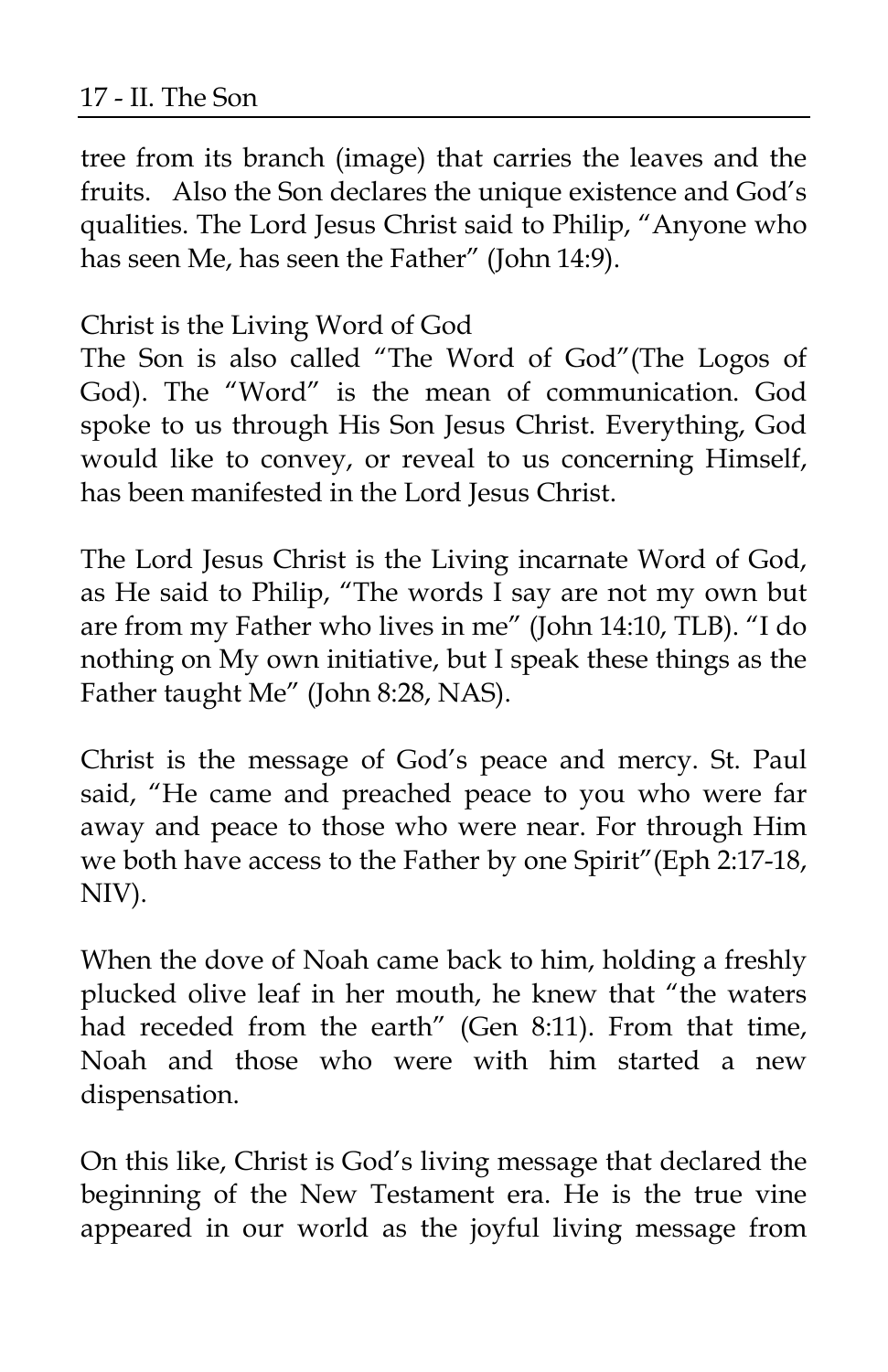tree from its branch (image) that carries the leaves and the fruits. Also the Son declares the unique existence and God's qualities. The Lord Jesus Christ said to Philip, "Anyone who has seen Me, has seen the Father" (John 14:9).

### Christ is the Living Word of God

The Son is also called "The Word of God"(The Logos of God). The "Word" is the mean of communication. God spoke to us through His Son Jesus Christ. Everything, God would like to convey, or reveal to us concerning Himself, has been manifested in the Lord Jesus Christ.

The Lord Jesus Christ is the Living incarnate Word of God, as He said to Philip, "The words I say are not my own but are from my Father who lives in me" (John 14:10, TLB). "I do nothing on My own initiative, but I speak these things as the Father taught Me" (John 8:28, NAS).

Christ is the message of God's peace and mercy. St. Paul said, "He came and preached peace to you who were far away and peace to those who were near. For through Him we both have access to the Father by one Spirit"(Eph 2:17-18, NIV).

When the dove of Noah came back to him, holding a freshly plucked olive leaf in her mouth, he knew that "the waters had receded from the earth" (Gen 8:11). From that time, Noah and those who were with him started a new dispensation.

On this like, Christ is God's living message that declared the beginning of the New Testament era. He is the true vine appeared in our world as the joyful living message from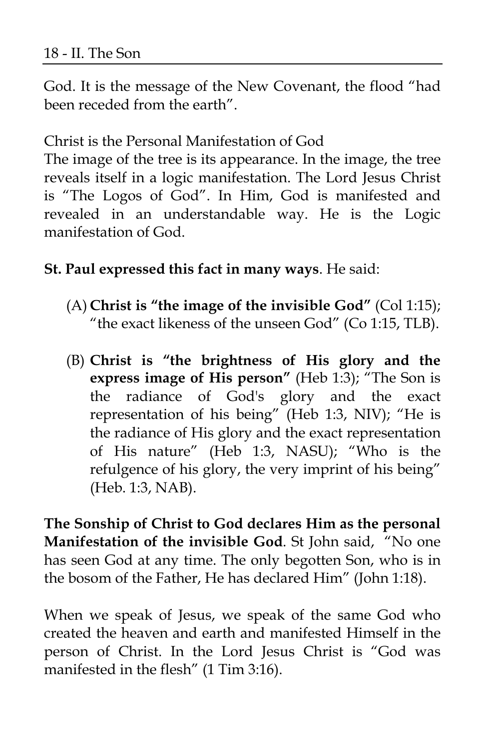God. It is the message of the New Covenant, the flood "had been receded from the earth".

### Christ is the Personal Manifestation of God

The image of the tree is its appearance. In the image, the tree reveals itself in a logic manifestation. The Lord Jesus Christ is "The Logos of God". In Him, God is manifested and revealed in an understandable way. He is the Logic manifestation of God.

**St. Paul expressed this fact in many ways**. He said:

(A) **Christ is "the image of the invisible God"** (Col 1:15); "the exact likeness of the unseen God" (Co 1:15, TLB).

(B) **Christ is "the brightness of His glory and the express image of His person"** (Heb 1:3); "The Son is the radiance of God's glory and the exact representation of his being" (Heb 1:3, NIV); "He is the radiance of His glory and the exact representation of His nature" (Heb 1:3, NASU); "Who is the refulgence of his glory, the very imprint of his being" (Heb. 1:3, NAB).

**The Sonship of Christ to God declares Him as the personal Manifestation of the invisible God**. St John said, "No one has seen God at any time. The only begotten Son, who is in the bosom of the Father, He has declared Him" (John 1:18).

When we speak of Jesus, we speak of the same God who created the heaven and earth and manifested Himself in the person of Christ. In the Lord Jesus Christ is "God was manifested in the flesh" (1 Tim 3:16).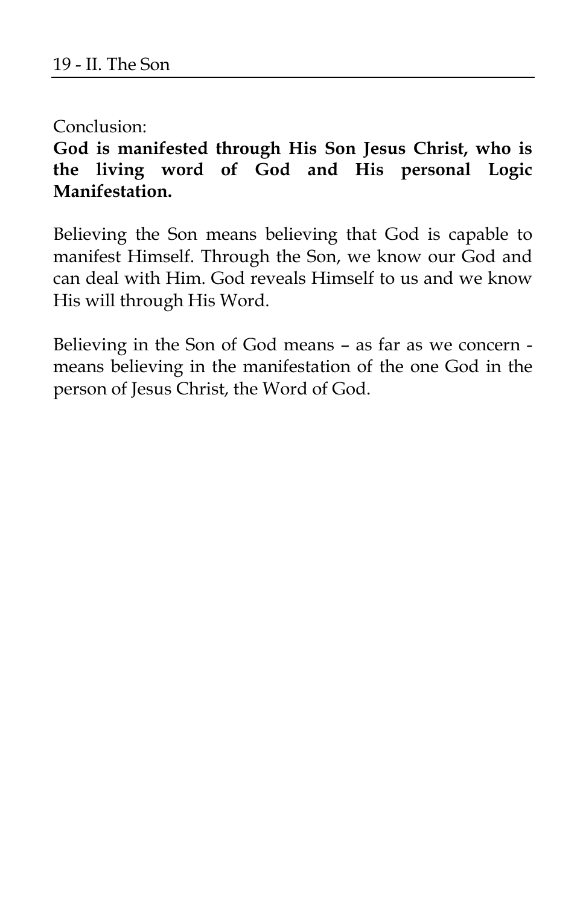Conclusion:

**God is manifested through His Son Jesus Christ, who is the living word of God and His personal Logic Manifestation.**

Believing the Son means believing that God is capable to manifest Himself. Through the Son, we know our God and can deal with Him. God reveals Himself to us and we know His will through His Word.

Believing in the Son of God means – as far as we concern - means believing in the manifestation of the one God in the person of Jesus Christ, the Word of God.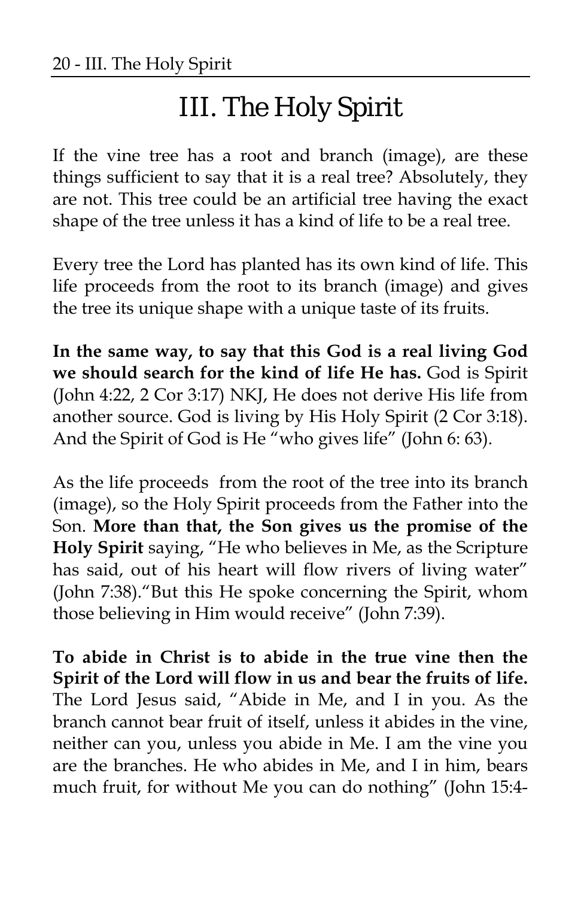# III. The Holy Spirit

If the vine tree has a root and branch (image), are these things sufficient to say that it is a real tree? Absolutely, they are not. This tree could be an artificial tree having the exact shape of the tree unless it has a kind of life to be a real tree.

Every tree the Lord has planted has its own kind of life. This life proceeds from the root to its branch (image) and gives the tree its unique shape with a unique taste of its fruits.

**In the same way, to say that this God is a real living God we should search for the kind of life He has.** God is Spirit (John 4:22, 2 Cor 3:17) NKJ, He does not derive His life from another source. God is living by His Holy Spirit (2 Cor 3:18). And the Spirit of God is He "who gives life" (John 6: 63).

As the life proceeds from the root of the tree into its branch (image), so the Holy Spirit proceeds from the Father into the Son. **More than that, the Son gives us the promise of the Holy Spirit** saying, "He who believes in Me, as the Scripture has said, out of his heart will flow rivers of living water" (John 7:38)."But this He spoke concerning the Spirit, whom those believing in Him would receive" (John 7:39).

**To abide in Christ is to abide in the true vine then the Spirit of the Lord will flow in us and bear the fruits of life.** The Lord Jesus said, "Abide in Me, and I in you. As the branch cannot bear fruit of itself, unless it abides in the vine, neither can you, unless you abide in Me. I am the vine you are the branches. He who abides in Me, and I in him, bears much fruit, for without Me you can do nothing" (John 15:4-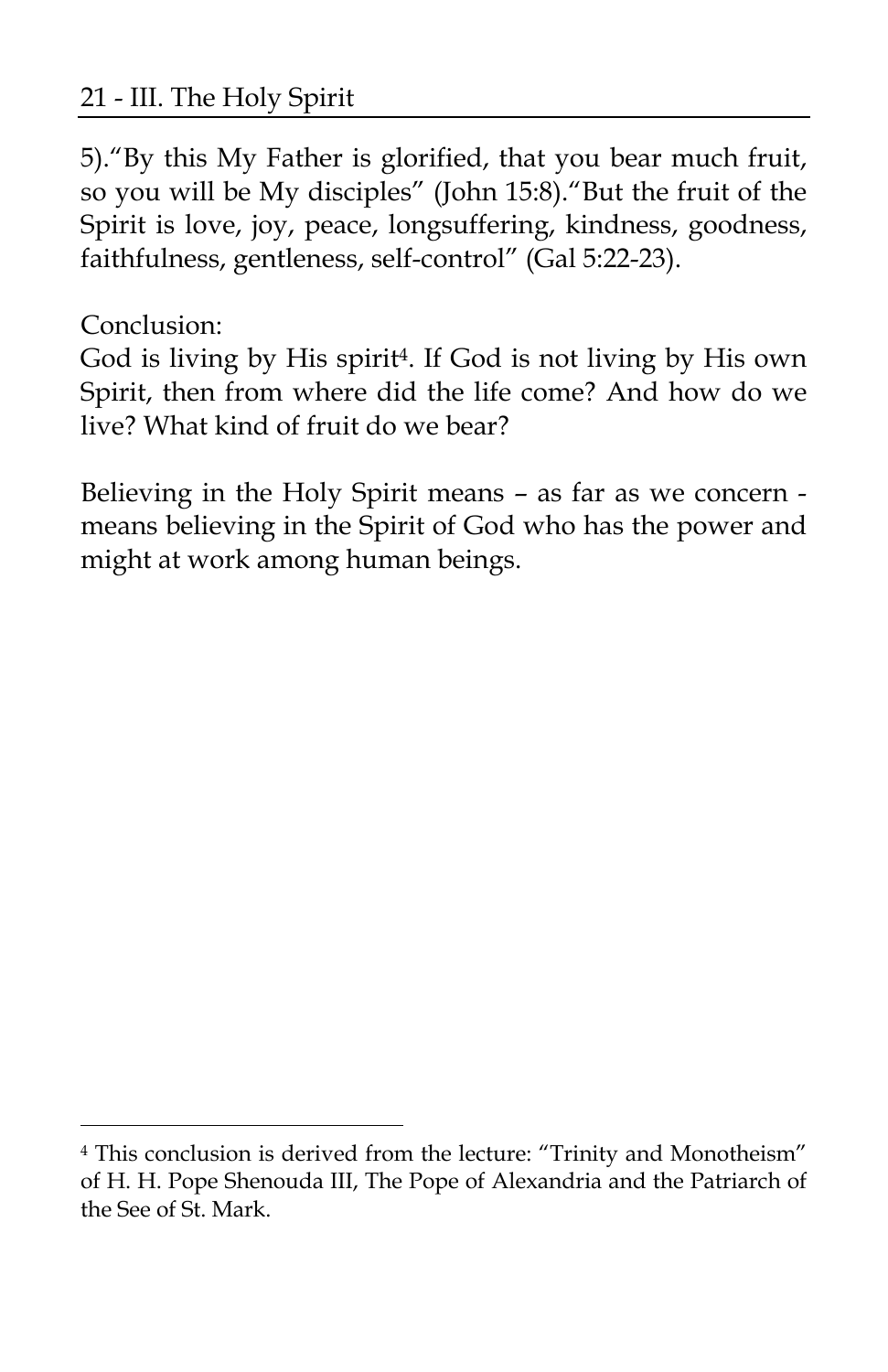5)."By this My Father is glorified, that you bear much fruit, so you will be My disciples" (John 15:8)."But the fruit of the Spirit is love, joy, peace, longsuffering, kindness, goodness, faithfulness, gentleness, self-control" (Gal 5:22-23).

Conclusion:
God is living by His spirit[4]. If God is not living by His own Spirit, then from where did the life come? And how do we live? What kind of fruit do we bear?

Believing in the Holy Spirit means – as far as we concern - means believing in the Spirit of God who has the power and might at work among human beings.

---

[4] This conclusion is derived from the lecture: "Trinity and Monotheism" of H. H. Pope Shenouda III, The Pope of Alexandria and the Patriarch of the See of St. Mark.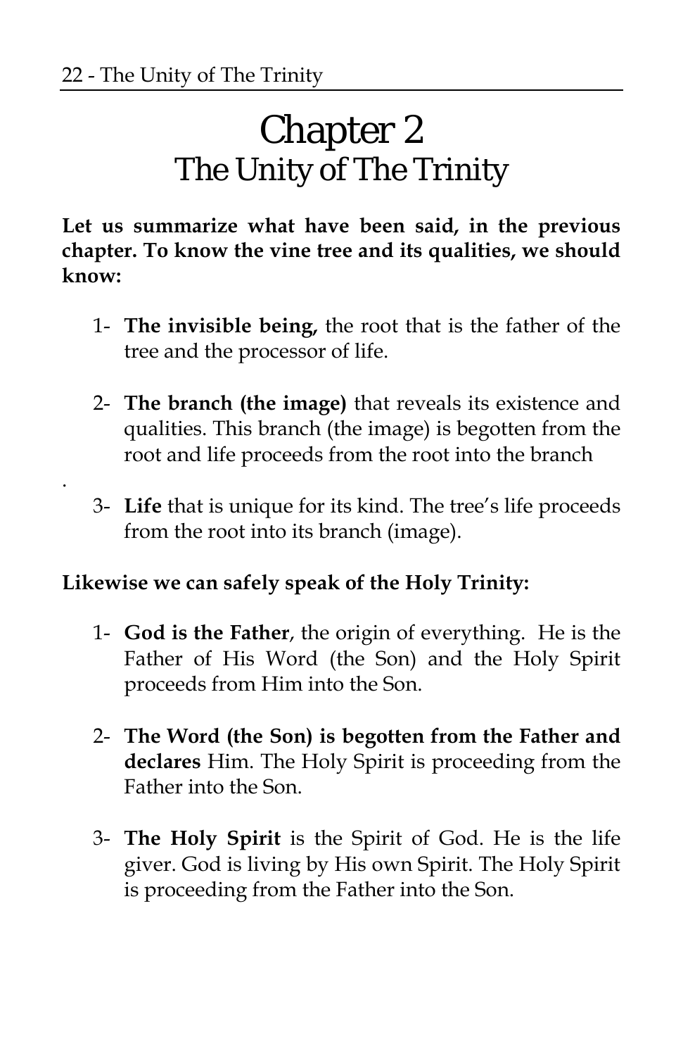# Chapter 2
## The Unity of The Trinity

**Let us summarize what have been said, in the previous chapter. To know the vine tree and its qualities, we should know:**

1- **The invisible being,** the root that is the father of the tree and the processor of life.

2- **The branch (the image)** that reveals its existence and qualities. This branch (the image) is begotten from the root and life proceeds from the root into the branch

.

3- **Life** that is unique for its kind. The tree's life proceeds from the root into its branch (image).

**Likewise we can safely speak of the Holy Trinity:**

1- **God is the Father**, the origin of everything. He is the Father of His Word (the Son) and the Holy Spirit proceeds from Him into the Son.

2- **The Word (the Son) is begotten from the Father and declares** Him. The Holy Spirit is proceeding from the Father into the Son.

3- **The Holy Spirit** is the Spirit of God. He is the life giver. God is living by His own Spirit. The Holy Spirit is proceeding from the Father into the Son.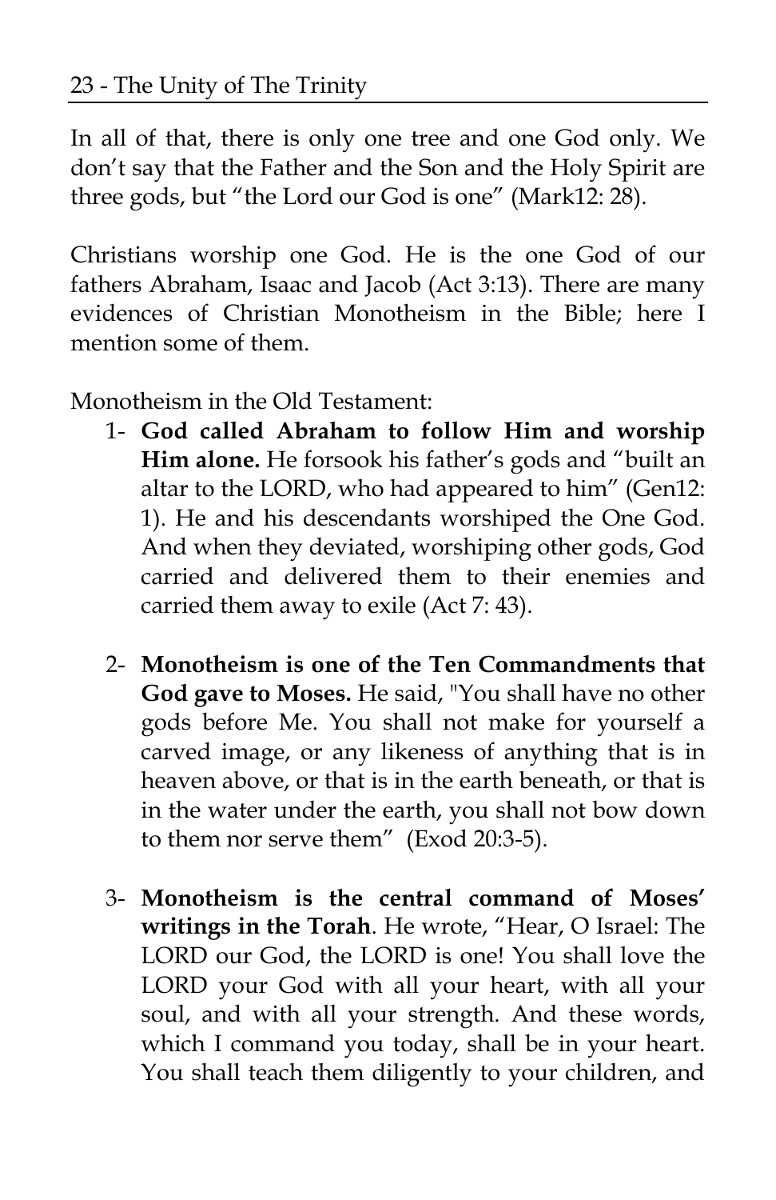In all of that, there is only one tree and one God only. We don't say that the Father and the Son and the Holy Spirit are three gods, but "the Lord our God is one" (Mark12: 28).

Christians worship one God. He is the one God of our fathers Abraham, Isaac and Jacob (Act 3:13). There are many evidences of Christian Monotheism in the Bible; here I mention some of them.

Monotheism in the Old Testament:

1- **God called Abraham to follow Him and worship Him alone.** He forsook his father's gods and "built an altar to the LORD, who had appeared to him" (Gen12: 1). He and his descendants worshiped the One God. And when they deviated, worshiping other gods, God carried and delivered them to their enemies and carried them away to exile (Act 7: 43).

2- **Monotheism is one of the Ten Commandments that God gave to Moses.** He said, "You shall have no other gods before Me. You shall not make for yourself a carved image, or any likeness of anything that is in heaven above, or that is in the earth beneath, or that is in the water under the earth, you shall not bow down to them nor serve them" (Exod 20:3-5).

3- **Monotheism is the central command of Moses' writings in the Torah**. He wrote, "Hear, O Israel: The LORD our God, the LORD is one! You shall love the LORD your God with all your heart, with all your soul, and with all your strength. And these words, which I command you today, shall be in your heart. You shall teach them diligently to your children, and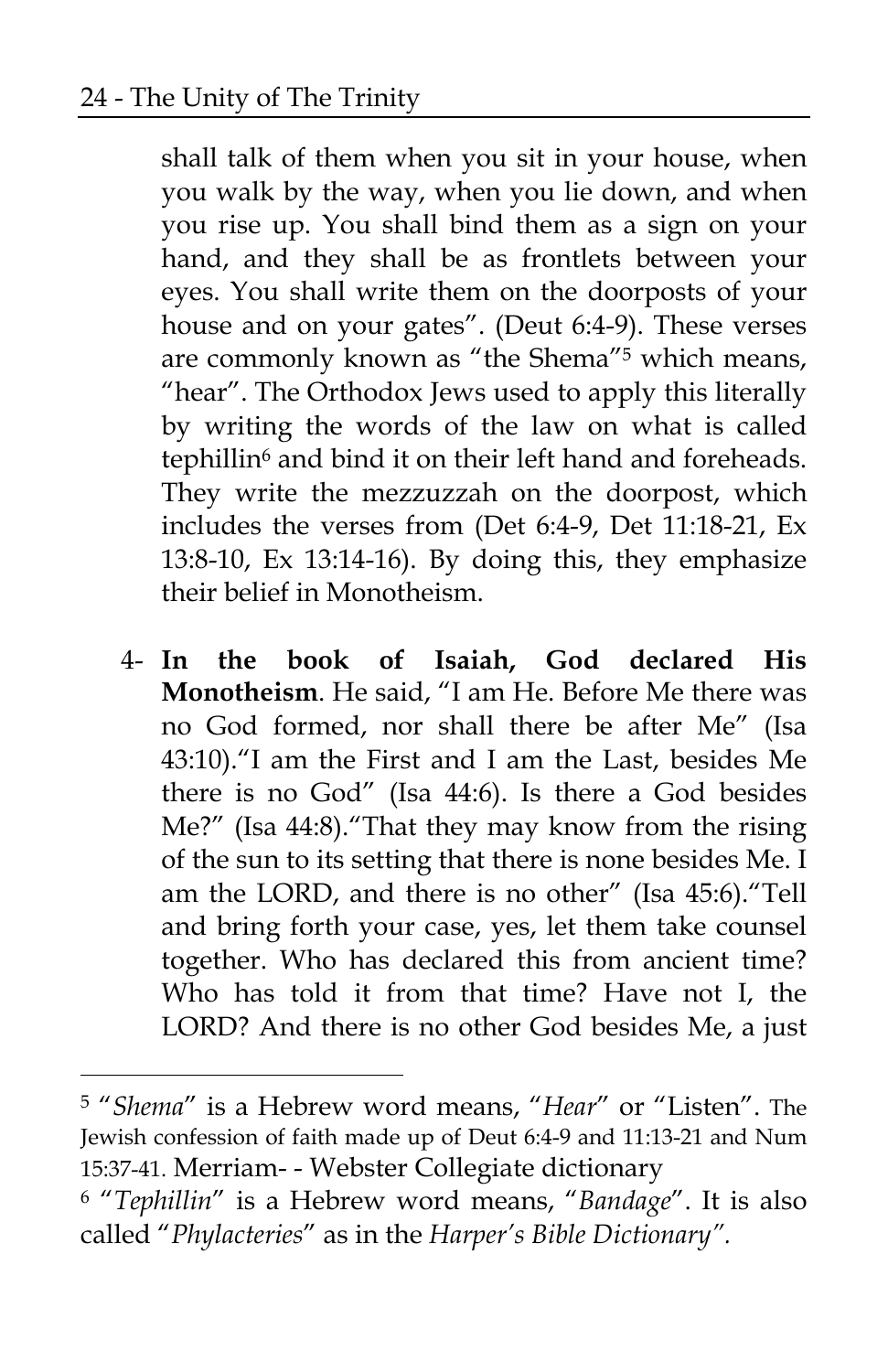shall talk of them when you sit in your house, when you walk by the way, when you lie down, and when you rise up. You shall bind them as a sign on your hand, and they shall be as frontlets between your eyes. You shall write them on the doorposts of your house and on your gates". (Deut 6:4-9). These verses are commonly known as "the Shema"[5] which means, "hear". The Orthodox Jews used to apply this literally by writing the words of the law on what is called tephillin[6] and bind it on their left hand and foreheads. They write the mezzuzzah on the doorpost, which includes the verses from (Det 6:4-9, Det 11:18-21, Ex 13:8-10, Ex 13:14-16). By doing this, they emphasize their belief in Monotheism.

4- **In the book of Isaiah, God declared His Monotheism**. He said, "I am He. Before Me there was no God formed, nor shall there be after Me" (Isa 43:10)."I am the First and I am the Last, besides Me there is no God" (Isa 44:6). Is there a God besides Me?" (Isa 44:8)."That they may know from the rising of the sun to its setting that there is none besides Me. I am the LORD, and there is no other" (Isa 45:6)."Tell and bring forth your case, yes, let them take counsel together. Who has declared this from ancient time? Who has told it from that time? Have not I, the LORD? And there is no other God besides Me, a just

---

[5] "*Shema*" is a Hebrew word means, "*Hear*" or "Listen". The Jewish confession of faith made up of Deut 6:4-9 and 11:13-21 and Num 15:37-41. Merriam- - Webster Collegiate dictionary

[6] "*Tephillin*" is a Hebrew word means, "*Bandage*". It is also called "*Phylacteries*" as in the *Harper's Bible Dictionary"*.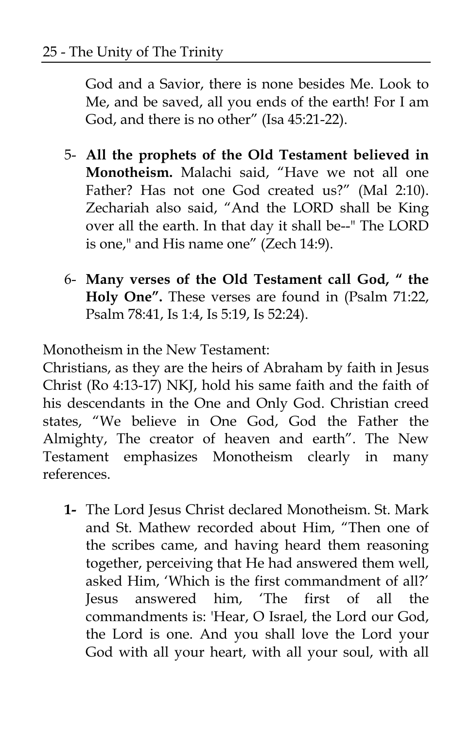God and a Savior, there is none besides Me. Look to Me, and be saved, all you ends of the earth! For I am God, and there is no other" (Isa 45:21-22).

5- **All the prophets of the Old Testament believed in Monotheism.** Malachi said, "Have we not all one Father? Has not one God created us?" (Mal 2:10). Zechariah also said, "And the LORD shall be King over all the earth. In that day it shall be--" The LORD is one," and His name one" (Zech 14:9).

6- **Many verses of the Old Testament call God, " the Holy One".** These verses are found in (Psalm 71:22, Psalm 78:41, Is 1:4, Is 5:19, Is 52:24).

Monotheism in the New Testament:

Christians, as they are the heirs of Abraham by faith in Jesus Christ (Ro 4:13-17) NKJ, hold his same faith and the faith of his descendants in the One and Only God. Christian creed states, "We believe in One God, God the Father the Almighty, The creator of heaven and earth". The New Testament emphasizes Monotheism clearly in many references.

**1-** The Lord Jesus Christ declared Monotheism. St. Mark and St. Mathew recorded about Him, "Then one of the scribes came, and having heard them reasoning together, perceiving that He had answered them well, asked Him, 'Which is the first commandment of all?' Jesus answered him, 'The first of all the commandments is: 'Hear, O Israel, the Lord our God, the Lord is one. And you shall love the Lord your God with all your heart, with all your soul, with all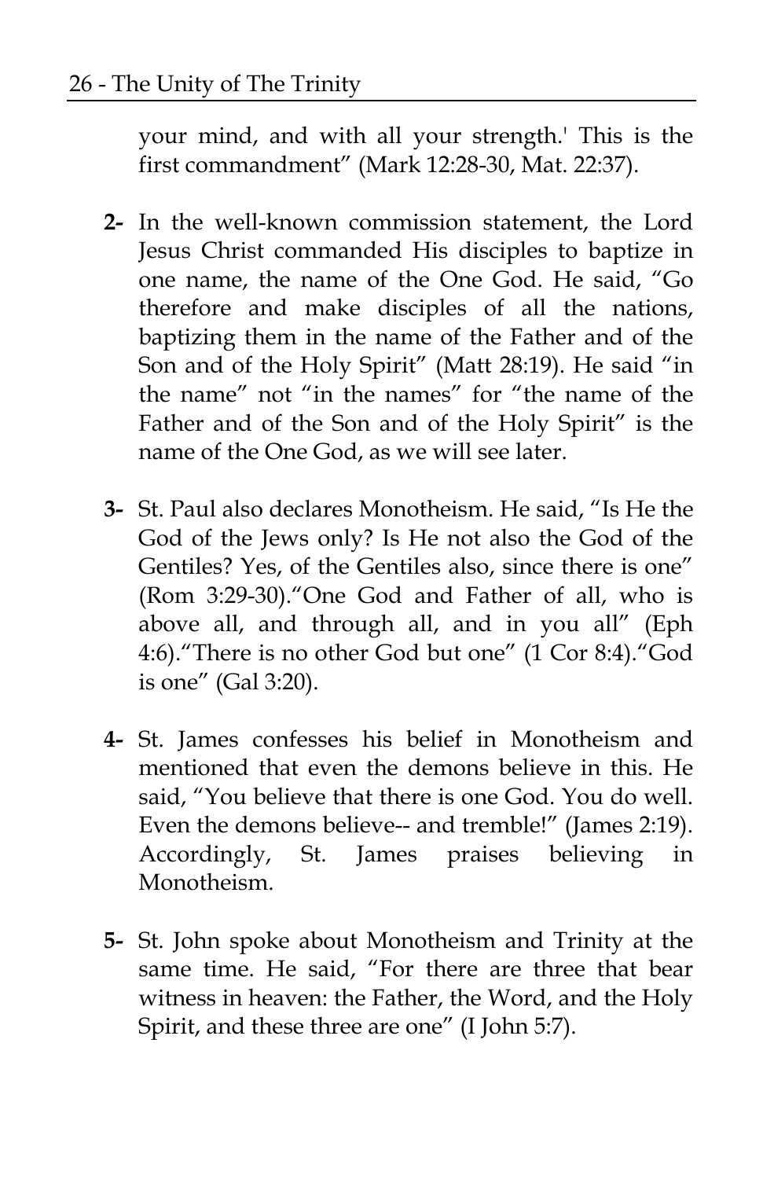your mind, and with all your strength.' This is the first commandment" (Mark 12:28-30, Mat. 22:37).

**2-** In the well-known commission statement, the Lord Jesus Christ commanded His disciples to baptize in one name, the name of the One God. He said, "Go therefore and make disciples of all the nations, baptizing them in the name of the Father and of the Son and of the Holy Spirit" (Matt 28:19). He said "in the name" not "in the names" for "the name of the Father and of the Son and of the Holy Spirit" is the name of the One God, as we will see later.

**3-** St. Paul also declares Monotheism. He said, "Is He the God of the Jews only? Is He not also the God of the Gentiles? Yes, of the Gentiles also, since there is one" (Rom 3:29-30)."One God and Father of all, who is above all, and through all, and in you all" (Eph 4:6)."There is no other God but one" (1 Cor 8:4)."God is one" (Gal 3:20).

**4-** St. James confesses his belief in Monotheism and mentioned that even the demons believe in this. He said, "You believe that there is one God. You do well. Even the demons believe-- and tremble!" (James 2:19). Accordingly, St. James praises believing in Monotheism.

**5-** St. John spoke about Monotheism and Trinity at the same time. He said, "For there are three that bear witness in heaven: the Father, the Word, and the Holy Spirit, and these three are one" (I John 5:7).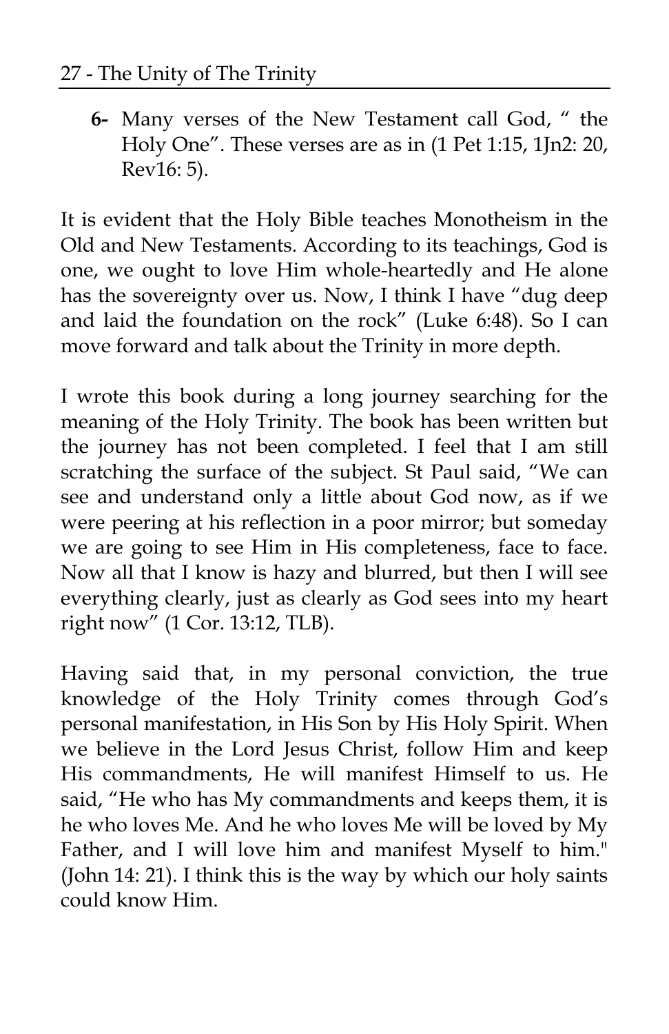6- Many verses of the New Testament call God, " the Holy One". These verses are as in (1 Pet 1:15, 1Jn2: 20, Rev16: 5).

It is evident that the Holy Bible teaches Monotheism in the Old and New Testaments. According to its teachings, God is one, we ought to love Him whole-heartedly and He alone has the sovereignty over us. Now, I think I have "dug deep and laid the foundation on the rock" (Luke 6:48). So I can move forward and talk about the Trinity in more depth.

I wrote this book during a long journey searching for the meaning of the Holy Trinity. The book has been written but the journey has not been completed. I feel that I am still scratching the surface of the subject. St Paul said, "We can see and understand only a little about God now, as if we were peering at his reflection in a poor mirror; but someday we are going to see Him in His completeness, face to face. Now all that I know is hazy and blurred, but then I will see everything clearly, just as clearly as God sees into my heart right now" (1 Cor. 13:12, TLB).

Having said that, in my personal conviction, the true knowledge of the Holy Trinity comes through God's personal manifestation, in His Son by His Holy Spirit. When we believe in the Lord Jesus Christ, follow Him and keep His commandments, He will manifest Himself to us. He said, "He who has My commandments and keeps them, it is he who loves Me. And he who loves Me will be loved by My Father, and I will love him and manifest Myself to him." (John 14: 21). I think this is the way by which our holy saints could know Him.